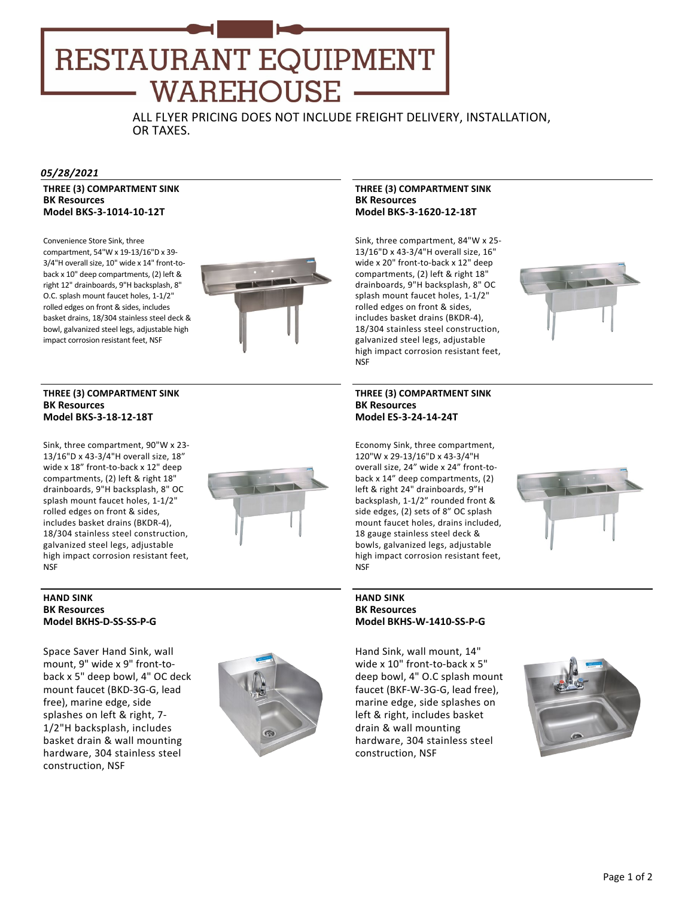# RESTAURANT EQUIPMENT WAREHOUSE

ALL FLYER PRICING DOES NOT INCLUDE FREIGHT DELIVERY, INSTALLATION, OR TAXES.

*05/28/2021*

**THREE (3) COMPARTMENT SINK**
**BK Resources**
**Model BKS-3-1014-10-12T**

Convenience Store Sink, three compartment, 54"W x 19-13/16"D x 39-3/4"H overall size, 10" wide x 14" front-to-back x 10" deep compartments, (2) left & right 12" drainboards, 9"H backsplash, 8" O.C. splash mount faucet holes, 1-1/2" rolled edges on front & sides, includes basket drains, 18/304 stainless steel deck & bowl, galvanized steel legs, adjustable high impact corrosion resistant feet, NSF

**THREE (3) COMPARTMENT SINK**
**BK Resources**
**Model BKS-3-1620-12-18T**

Sink, three compartment, 84"W x 25-13/16"D x 43-3/4"H overall size, 16" wide x 20" front-to-back x 12" deep compartments, (2) left & right 18" drainboards, 9"H backsplash, 8" OC splash mount faucet holes, 1-1/2" rolled edges on front & sides, includes basket drains (BKDR-4), 18/304 stainless steel construction, galvanized steel legs, adjustable high impact corrosion resistant feet, NSF

**THREE (3) COMPARTMENT SINK**
**BK Resources**
**Model BKS-3-18-12-18T**

Sink, three compartment, 90"W x 23-13/16"D x 43-3/4"H overall size, 18" wide x 18" front-to-back x 12" deep compartments, (2) left & right 18" drainboards, 9"H backsplash, 8" OC splash mount faucet holes, 1-1/2" rolled edges on front & sides, includes basket drains (BKDR-4), 18/304 stainless steel construction, galvanized steel legs, adjustable high impact corrosion resistant feet, NSF

**THREE (3) COMPARTMENT SINK**
**BK Resources**
**Model ES-3-24-14-24T**

Economy Sink, three compartment, 120"W x 29-13/16"D x 43-3/4"H overall size, 24" wide x 24" front-to-back x 14" deep compartments, (2) left & right 24" drainboards, 9"H backsplash, 1-1/2" rounded front & side edges, (2) sets of 8" OC splash mount faucet holes, drains included, 18 gauge stainless steel deck & bowls, galvanized legs, adjustable high impact corrosion resistant feet, NSF

**HAND SINK**
**BK Resources**
**Model BKHS-D-SS-SS-P-G**

Space Saver Hand Sink, wall mount, 9" wide x 9" front-to-back x 5" deep bowl, 4" OC deck mount faucet (BKD-3G-G, lead free), marine edge, side splashes on left & right, 7-1/2"H backsplash, includes basket drain & wall mounting hardware, 304 stainless steel construction, NSF

**HAND SINK**
**BK Resources**
**Model BKHS-W-1410-SS-P-G**

Hand Sink, wall mount, 14" wide x 10" front-to-back x 5" deep bowl, 4" O.C splash mount faucet (BKF-W-3G-G, lead free), marine edge, side splashes on left & right, includes basket drain & wall mounting hardware, 304 stainless steel construction, NSF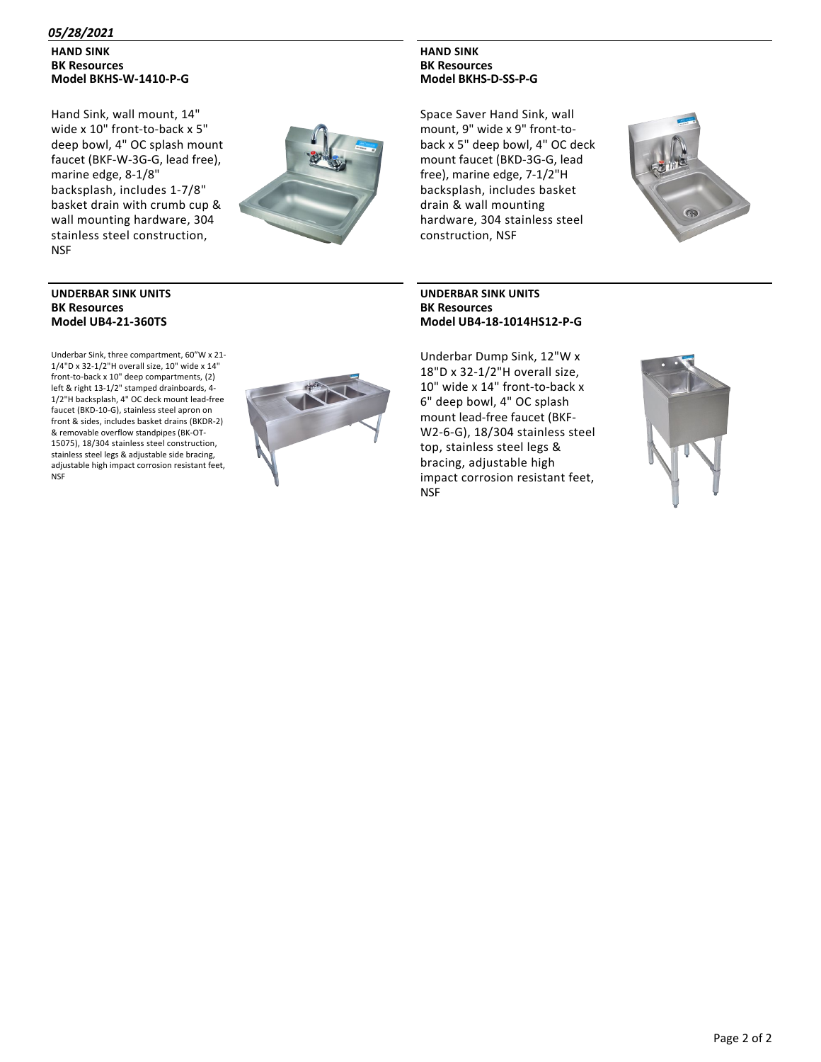*05/28/2021*

**HAND SINK**
**BK Resources**
**Model BKHS-W-1410-P-G**

Hand Sink, wall mount, 14" wide x 10" front-to-back x 5" deep bowl, 4" OC splash mount faucet (BKF-W-3G-G, lead free), marine edge, 8-1/8" backsplash, includes 1-7/8" basket drain with crumb cup & wall mounting hardware, 304 stainless steel construction, NSF

**HAND SINK**
**BK Resources**
**Model BKHS-D-SS-P-G**

Space Saver Hand Sink, wall mount, 9" wide x 9" front-to-back x 5" deep bowl, 4" OC deck mount faucet (BKD-3G-G, lead free), marine edge, 7-1/2"H backsplash, includes basket drain & wall mounting hardware, 304 stainless steel construction, NSF

**UNDERBAR SINK UNITS**
**BK Resources**
**Model UB4-21-360TS**

Underbar Sink, three compartment, 60"W x 21-1/4"D x 32-1/2"H overall size, 10" wide x 14" front-to-back x 10" deep compartments, (2) left & right 13-1/2" stamped drainboards, 4-1/2"H backsplash, 4" OC deck mount lead-free faucet (BKD-10-G), stainless steel apron on front & sides, includes basket drains (BKDR-2) & removable overflow standpipes (BK-OT-15075), 18/304 stainless steel construction, stainless steel legs & adjustable side bracing, adjustable high impact corrosion resistant feet, NSF

**UNDERBAR SINK UNITS**
**BK Resources**
**Model UB4-18-1014HS12-P-G**

Underbar Dump Sink, 12"W x 18"D x 32-1/2"H overall size, 10" wide x 14" front-to-back x 6" deep bowl, 4" OC splash mount lead-free faucet (BKF-W2-6-G), 18/304 stainless steel top, stainless steel legs & bracing, adjustable high impact corrosion resistant feet, NSF